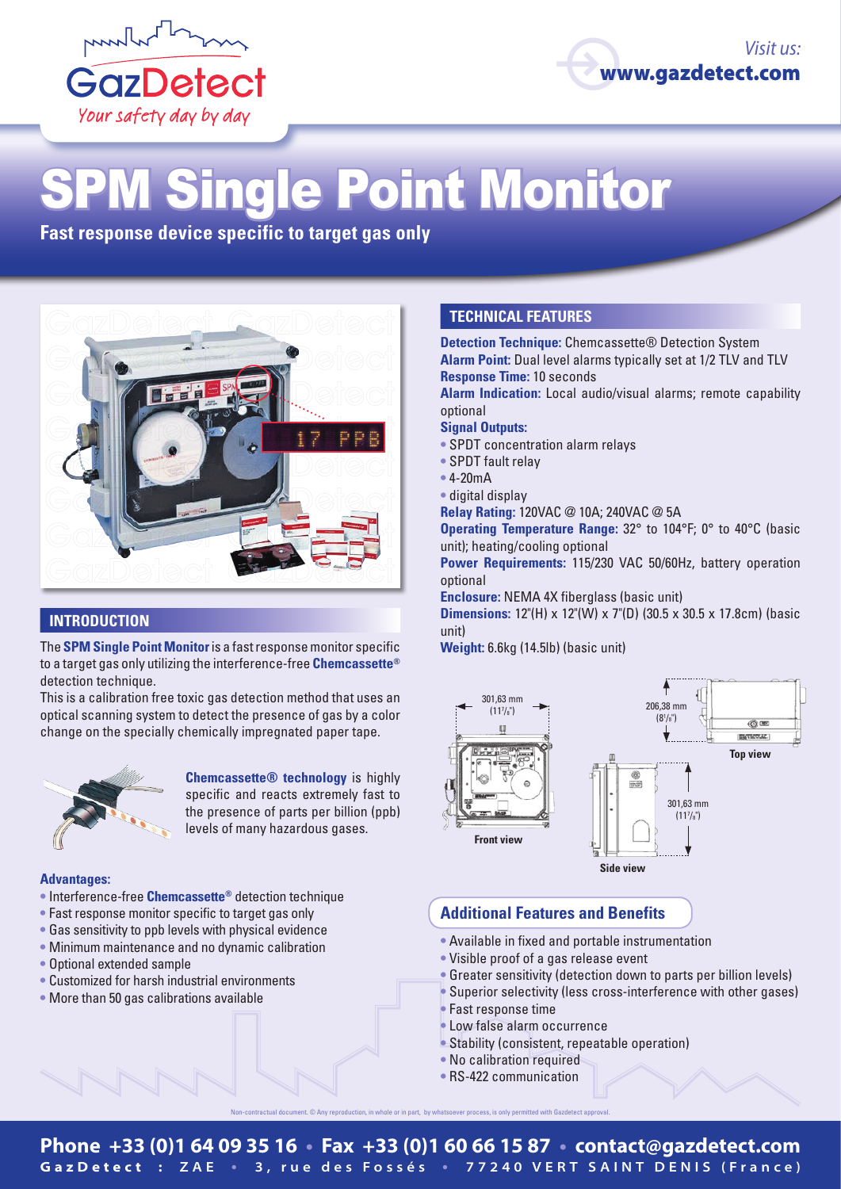# SPM Single Point Monitor

**Fast response device specific to target gas only**

Visit us: **www.gazdetect.com**

## INTRODUCTION

The **SPM Single Point Monitor** is a fast response monitor specific to a target gas only utilizing the interference-free **Chemcassette®** detection technique.

This is a calibration free toxic gas detection method that uses an optical scanning system to detect the presence of gas by a color change on the specially chemically impregnated paper tape.

**Chemcassette® technology** is highly specific and reacts extremely fast to the presence of parts per billion (ppb) levels of many hazardous gases.

**Advantages:**

- Interference-free **Chemcassette®** detection technique
- Fast response monitor specific to target gas only
- Gas sensitivity to ppb levels with physical evidence
- Minimum maintenance and no dynamic calibration
- Optional extended sample
- Customized for harsh industrial environments
- More than 50 gas calibrations available

## TECHNICAL FEATURES

**Detection Technique:** Chemcassette® Detection System
**Alarm Point:** Dual level alarms typically set at 1/2 TLV and TLV
**Response Time:** 10 seconds
**Alarm Indication:** Local audio/visual alarms; remote capability optional
**Signal Outputs:**

- SPDT concentration alarm relays
- SPDT fault relay
- 4-20mA
- digital display

**Relay Rating:** 120VAC @ 10A; 240VAC @ 5A
**Operating Temperature Range:** 32° to 104°F; 0° to 40°C (basic unit); heating/cooling optional
**Power Requirements:** 115/230 VAC 50/60Hz, battery operation optional
**Enclosure:** NEMA 4X fiberglass (basic unit)
**Dimensions:** 12"(H) x 12"(W) x 7"(D) (30.5 x 30.5 x 17.8cm) (basic unit)
**Weight:** 6.6kg (14.5lb) (basic unit)

301,63 mm (11 7/8")
Front view

206,38 mm (8 1/8")
Top view

301,63 mm (11 7/8")
Side view

## Additional Features and Benefits

- Available in fixed and portable instrumentation
- Visible proof of a gas release event
- Greater sensitivity (detection down to parts per billion levels)
- Superior selectivity (less cross-interference with other gases)
- Fast response time
- Low false alarm occurrence
- Stability (consistent, repeatable operation)
- No calibration required
- RS-422 communication

Non-contractual document. © Any reproduction, in whole or in part, by whatsoever process, is only permitted with Gazdetect approval.

**Phone +33 (0)1 64 09 35 16 • Fax +33 (0)1 60 66 15 87 • contact@gazdetect.com**
GazDetect : ZAE • 3, rue des Fossés • 77240 VERT SAINT DENIS (France)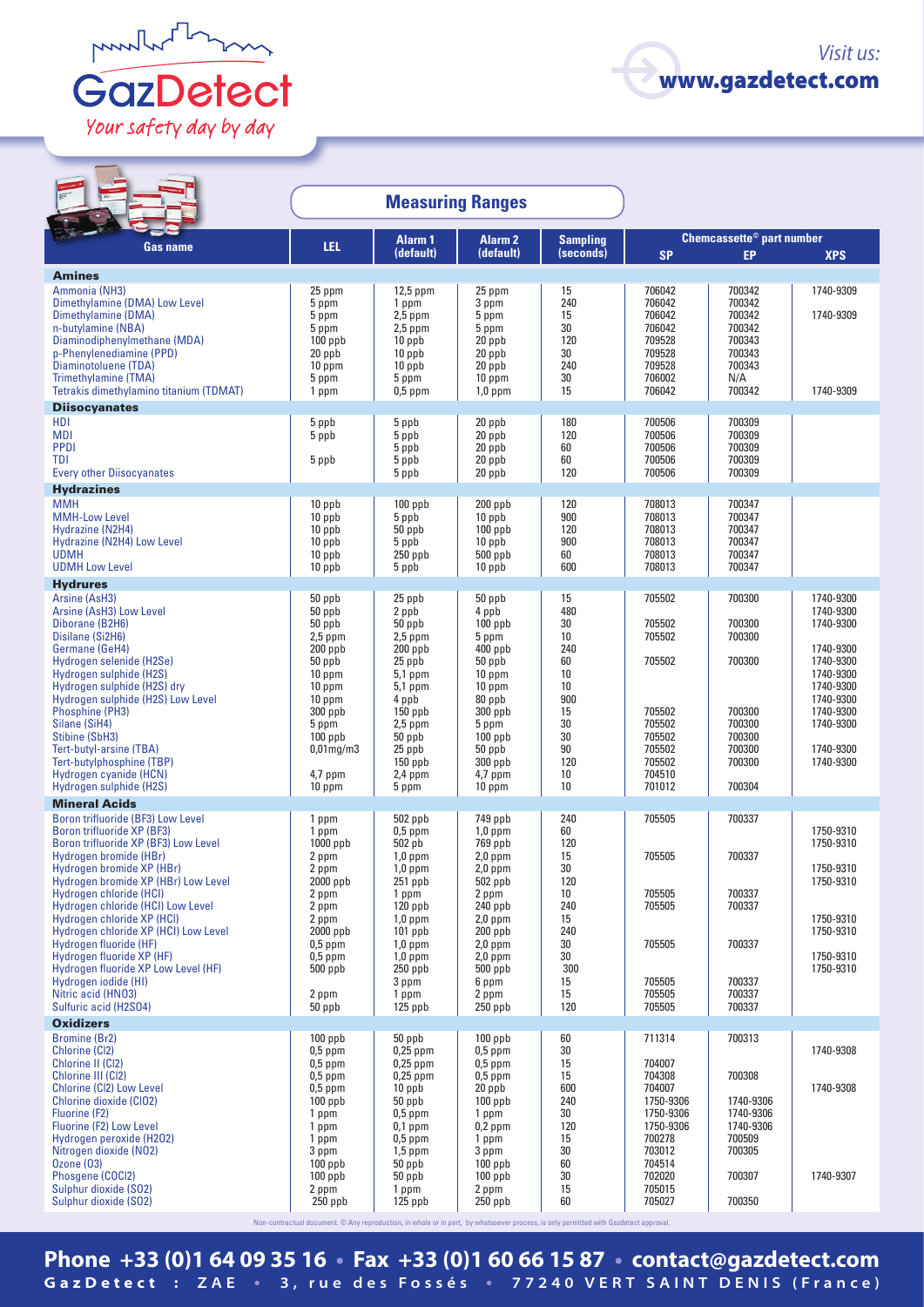## Measuring Ranges

| Gas name | LEL | Alarm 1 (default) | Alarm 2 (default) | Sampling (seconds) | Chemcassette® part number | | |
|---|---|---|---|---|---|---|---|
| | | | | | SP | EP | XPS |
| **Amines** | | | | | | | |
| Ammonia ($NH_3$) | 25 ppm | 12,5 ppm | 25 ppm | 15 | 706042 | 700342 | 1740-9309 |
| Dimethylamine (DMA) Low Level | 5 ppm | 1 ppm | 3 ppm | 240 | 706042 | 700342 | |
| Dimethylamine (DMA) | 5 ppm | 2,5 ppm | 5 ppm | 15 | 706042 | 700342 | 1740-9309 |
| n-butylamine (NBA) | 5 ppm | 2,5 ppm | 5 ppm | 30 | 706042 | 700342 | |
| Diaminodiphenylmethane (MDA) | 100 ppb | 10 ppb | 20 ppb | 120 | 709528 | 700343 | |
| p-Phenylenediamine (PPD) | 20 ppb | 10 ppb | 20 ppb | 30 | 709528 | 700343 | |
| Diaminotoluene (TDA) | 10 ppm | 10 ppb | 20 ppb | 240 | 709528 | 700343 | |
| Trimethylamine (TMA) | 5 ppm | 5 ppm | 10 ppm | 30 | 706002 | N/A | |
| Tetrakis dimethylamino titanium (TDMAT) | 1 ppm | 0,5 ppm | 1,0 ppm | 15 | 706042 | 700342 | 1740-9309 |
| **Diisocyanates** | | | | | | | |
| HDI | 5 ppb | 5 ppb | 20 ppb | 180 | 700506 | 700309 | |
| MDI | 5 ppb | 5 ppb | 20 ppb | 120 | 700506 | 700309 | |
| PPDI | | 5 ppb | 20 ppb | 60 | 700506 | 700309 | |
| TDI | 5 ppb | 5 ppb | 20 ppb | 60 | 700506 | 700309 | |
| Every other Diisocyanates | | 5 ppb | 20 ppb | 120 | 700506 | 700309 | |
| **Hydrazines** | | | | | | | |
| MMH | 10 ppb | 100 ppb | 200 ppb | 120 | 708013 | 700347 | |
| MMH-Low Level | 10 ppb | 5 ppb | 10 ppb | 900 | 708013 | 700347 | |
| Hydrazine ($N_2H_4$) | 10 ppb | 50 ppb | 100 ppb | 120 | 708013 | 700347 | |
| Hydrazine ($N_2H_4$) Low Level | 10 ppb | 5 ppb | 10 ppb | 900 | 708013 | 700347 | |
| UDMH | 10 ppb | 250 ppb | 500 ppb | 60 | 708013 | 700347 | |
| UDMH Low Level | 10 ppb | 5 ppb | 10 ppb | 600 | 708013 | 700347 | |
| **Hydrures** | | | | | | | |
| Arsine ($AsH_3$) | 50 ppb | 25 ppb | 50 ppb | 15 | 705502 | 700300 | 1740-9300 |
| Arsine ($AsH_3$) Low Level | 50 ppb | 2 ppb | 4 ppb | 480 | | | 1740-9300 |
| Diborane ($B_2H_6$) | 50 ppb | 50 ppb | 100 ppb | 30 | 705502 | 700300 | 1740-9300 |
| Disilane ($Si_2H_6$) | 2,5 ppm | 2,5 ppm | 5 ppm | 10 | 705502 | 700300 | |
| Germane ($GeH_4$) | 200 ppb | 200 ppb | 400 ppb | 240 | | | 1740-9300 |
| Hydrogen selenide ($H_2Se$) | 50 ppb | 25 ppb | 50 ppb | 60 | 705502 | 700300 | 1740-9300 |
| Hydrogen sulphide ($H_2S$) | 10 ppm | 5,1 ppm | 10 ppm | 10 | | | 1740-9300 |
| Hydrogen sulphide ($H_2S$) dry | 10 ppm | 5,1 ppm | 10 ppm | 10 | | | 1740-9300 |
| Hydrogen sulphide ($H_2S$) Low Level | 10 ppm | 4 ppb | 80 ppb | 900 | | | 1740-9300 |
| Phosphine ($PH_3$) | 300 ppb | 150 ppb | 300 ppb | 15 | 705502 | 700300 | 1740-9300 |
| Silane ($SiH_4$) | 5 ppm | 2,5 ppm | 5 ppm | 30 | 705502 | 700300 | 1740-9300 |
| Stibine ($SbH_3$) | 100 ppb | 50 ppb | 100 ppb | 30 | 705502 | 700300 | |
| Tert-butyl-arsine (TBA) | 0,01mg/m3 | 25 ppb | 50 ppb | 90 | 705502 | 700300 | 1740-9300 |
| Tert-butylphosphine (TBP) | | 150 ppb | 300 ppb | 120 | 705502 | 700300 | 1740-9300 |
| Hydrogen cyanide (HCN) | 4,7 ppm | 2,4 ppm | 4,7 ppm | 10 | 704510 | | |
| Hydrogen sulphide ($H_2S$) | 10 ppm | 5 ppm | 10 ppm | 10 | 701012 | 700304 | |
| **Mineral Acids** | | | | | | | |
| Boron trifluoride ($BF_3$) Low Level | 1 ppm | 502 ppb | 749 ppb | 240 | 705505 | 700337 | |
| Boron trifluoride XP ($BF_3$) | 1 ppm | 0,5 ppm | 1,0 ppm | 60 | | | 1750-9310 |
| Boron trifluoride XP ($BF_3$) Low Level | 1000 ppb | 502 pb | 769 ppb | 120 | | | 1750-9310 |
| Hydrogen bromide (HBr) | 2 ppm | 1,0 ppm | 2,0 ppm | 15 | 705505 | 700337 | |
| Hydrogen bromide XP (HBr) | 2 ppm | 1,0 ppm | 2,0 ppm | 30 | | | 1750-9310 |
| Hydrogen bromide XP (HBr) Low Level | 2000 ppb | 251 ppb | 502 ppb | 120 | | | 1750-9310 |
| Hydrogen chloride (HCl) | 2 ppm | 1 ppm | 2 ppm | 10 | 705505 | 700337 | |
| Hydrogen chloride (HCl) Low Level | 2 ppm | 120 ppb | 240 ppb | 240 | 705505 | 700337 | |
| Hydrogen chloride XP (HCl) | 2 ppm | 1,0 ppm | 2,0 ppm | 15 | | | 1750-9310 |
| Hydrogen chloride XP (HCl) Low Level | 2000 ppb | 101 ppb | 200 ppb | 240 | | | 1750-9310 |
| Hydrogen fluoride (HF) | 0,5 ppm | 1,0 ppm | 2,0 ppm | 30 | 705505 | 700337 | |
| Hydrogen fluoride XP (HF) | 0,5 ppm | 1,0 ppm | 2,0 ppm | 30 | | | 1750-9310 |
| Hydrogen fluoride XP Low Level (HF) | 500 ppb | 250 ppb | 500 ppb | 300 | | | 1750-9310 |
| Hydrogen iodide (HI) | | 3 ppm | 6 ppm | 15 | 705505 | 700337 | |
| Nitric acid ($HNO_3$) | 2 ppm | 1 ppm | 2 ppm | 15 | 705505 | 700337 | |
| Sulfuric acid ($H_2SO_4$) | 50 ppb | 125 ppb | 250 ppb | 120 | 705505 | 700337 | |
| **Oxidizers** | | | | | | | |
| Bromine ($Br_2$) | 100 ppb | 50 ppb | 100 ppb | 60 | 711314 | 700313 | |
| Chlorine ($Cl_2$) | 0,5 ppm | 0,25 ppm | 0,5 ppm | 30 | | | 1740-9308 |
| Chlorine II ($Cl_2$) | 0,5 ppm | 0,25 ppm | 0,5 ppm | 15 | 704007 | | |
| Chlorine III ($Cl_2$) | 0,5 ppm | 0,25 ppm | 0,5 ppm | 15 | 704308 | 700308 | |
| Chlorine ($Cl_2$) Low Level | 0,5 ppm | 10 ppb | 20 ppb | 600 | 704007 | | 1740-9308 |
| Chlorine dioxide ($ClO_2$) | 100 ppb | 50 ppb | 100 ppb | 240 | 1750-9306 | 1740-9306 | |
| Fluorine ($F_2$) | 1 ppm | 0,5 ppm | 1 ppm | 30 | 1750-9306 | 1740-9306 | |
| Fluorine ($F_2$) Low Level | 1 ppm | 0,1 ppm | 0,2 ppm | 120 | 1750-9306 | 1740-9306 | |
| Hydrogen peroxide ($H_2O_2$) | 1 ppm | 0,5 ppm | 1 ppm | 15 | 700278 | 700509 | |
| Nitrogen dioxide ($NO_2$) | 3 ppm | 1,5 ppm | 3 ppm | 30 | 703012 | 700305 | |
| Ozone ($O_3$) | 100 ppb | 50 ppb | 100 ppb | 60 | 704514 | | |
| Phosgene ($COCl_2$) | 100 ppb | 50 ppb | 100 ppb | 30 | 702020 | 700307 | 1740-9307 |
| Sulphur dioxide ($SO_2$) | 2 ppm | 1 ppm | 2 ppm | 15 | 705015 | | |
| Sulphur dioxide ($SO_2$) | 250 ppb | 125 ppb | 250 ppb | 60 | 705027 | 700350 | |

Non-contractual document. © Any reproduction, in whole or in part, by whatsoever process, is only permitted with Gazdetect approval.